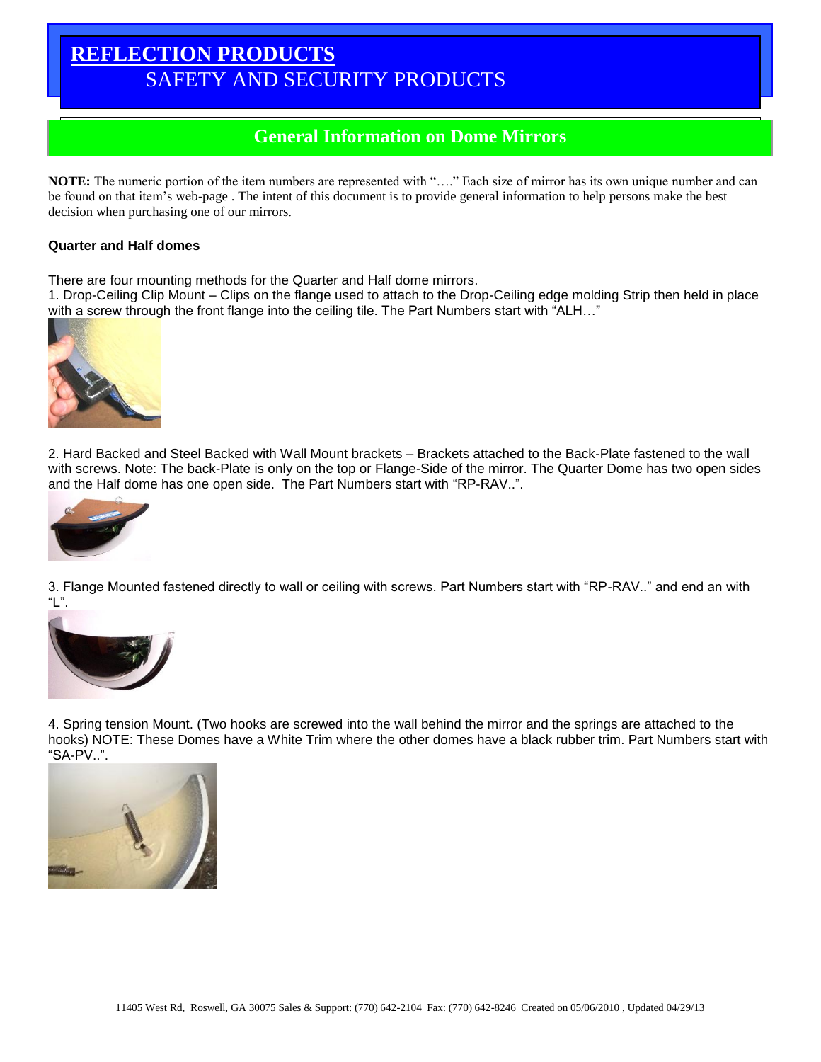# REFLECTION PRODUCTS
## SAFETY AND SECURITY PRODUCTS

## General Information on Dome Mirrors

**NOTE:** The numeric portion of the item numbers are represented with "…." Each size of mirror has its own unique number and can be found on that item's web-page . The intent of this document is to provide general information to help persons make the best decision when purchasing one of our mirrors.

**Quarter and Half domes**

There are four mounting methods for the Quarter and Half dome mirrors.

1. Drop-Ceiling Clip Mount – Clips on the flange used to attach to the Drop-Ceiling edge molding Strip then held in place with a screw through the front flange into the ceiling tile. The Part Numbers start with "ALH…"

2. Hard Backed and Steel Backed with Wall Mount brackets – Brackets attached to the Back-Plate fastened to the wall with screws. Note: The back-Plate is only on the top or Flange-Side of the mirror. The Quarter Dome has two open sides and the Half dome has one open side. The Part Numbers start with "RP-RAV..".

3. Flange Mounted fastened directly to wall or ceiling with screws. Part Numbers start with "RP-RAV.." and end an with "L".

4. Spring tension Mount. (Two hooks are screwed into the wall behind the mirror and the springs are attached to the hooks) NOTE: These Domes have a White Trim where the other domes have a black rubber trim. Part Numbers start with "SA-PV..".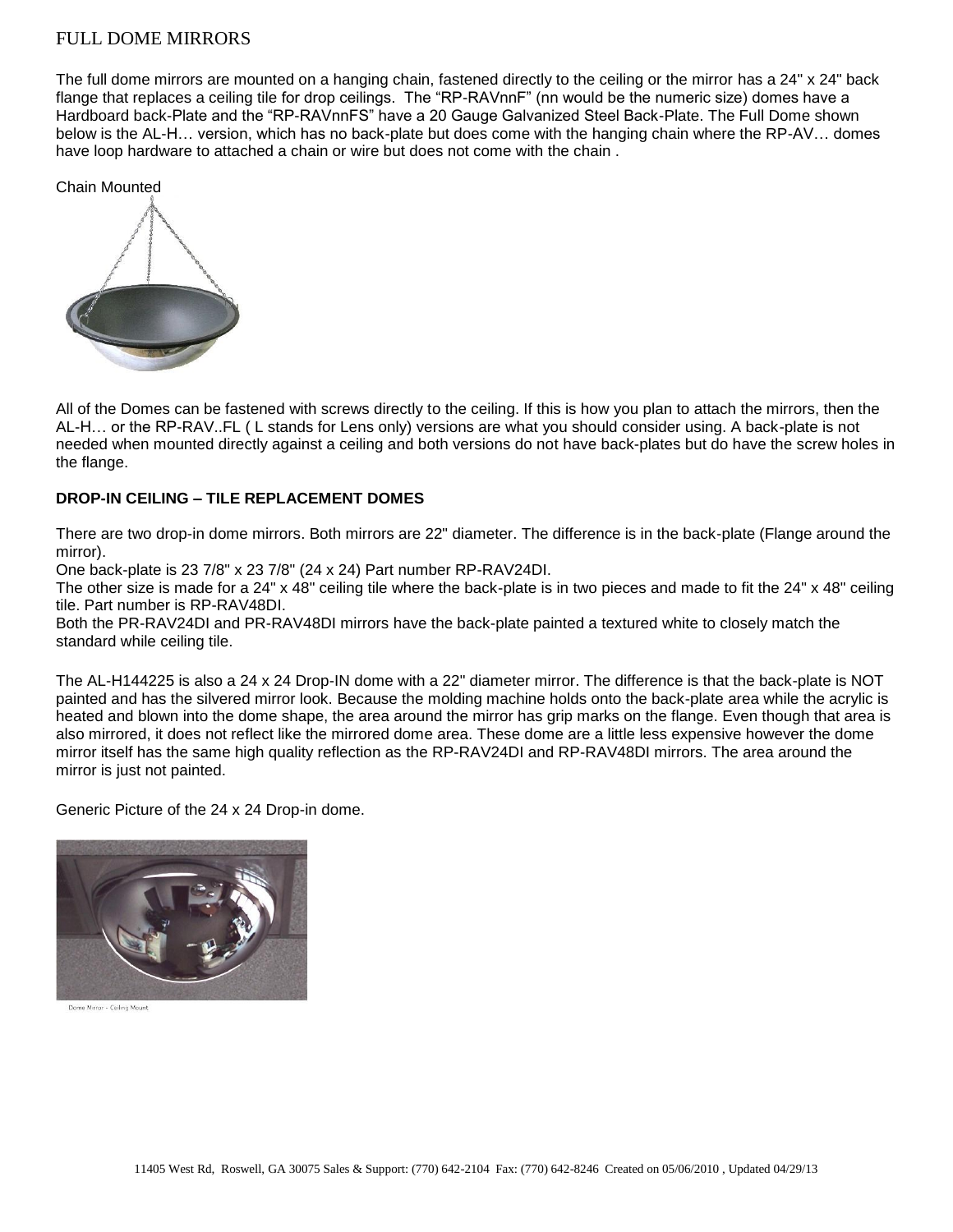# FULL DOME MIRRORS

The full dome mirrors are mounted on a hanging chain, fastened directly to the ceiling or the mirror has a 24" x 24" back flange that replaces a ceiling tile for drop ceilings. The "RP-RAVnnF" (nn would be the numeric size) domes have a Hardboard back-Plate and the "RP-RAVnnFS" have a 20 Gauge Galvanized Steel Back-Plate. The Full Dome shown below is the AL-H… version, which has no back-plate but does come with the hanging chain where the RP-AV… domes have loop hardware to attached a chain or wire but does not come with the chain .

Chain Mounted

All of the Domes can be fastened with screws directly to the ceiling. If this is how you plan to attach the mirrors, then the AL-H… or the RP-RAV..FL ( L stands for Lens only) versions are what you should consider using. A back-plate is not needed when mounted directly against a ceiling and both versions do not have back-plates but do have the screw holes in the flange.

**DROP-IN CEILING – TILE REPLACEMENT DOMES**

There are two drop-in dome mirrors. Both mirrors are 22" diameter. The difference is in the back-plate (Flange around the mirror).

One back-plate is 23 7/8" x 23 7/8" (24 x 24) Part number RP-RAV24DI.

The other size is made for a 24" x 48" ceiling tile where the back-plate is in two pieces and made to fit the 24" x 48" ceiling tile. Part number is RP-RAV48DI.

Both the PR-RAV24DI and PR-RAV48DI mirrors have the back-plate painted a textured white to closely match the standard while ceiling tile.

The AL-H144225 is also a 24 x 24 Drop-IN dome with a 22" diameter mirror. The difference is that the back-plate is NOT painted and has the silvered mirror look. Because the molding machine holds onto the back-plate area while the acrylic is heated and blown into the dome shape, the area around the mirror has grip marks on the flange. Even though that area is also mirrored, it does not reflect like the mirrored dome area. These dome are a little less expensive however the dome mirror itself has the same high quality reflection as the RP-RAV24DI and RP-RAV48DI mirrors. The area around the mirror is just not painted.

Generic Picture of the 24 x 24 Drop-in dome.

Dome Mirror - Ceiling Mount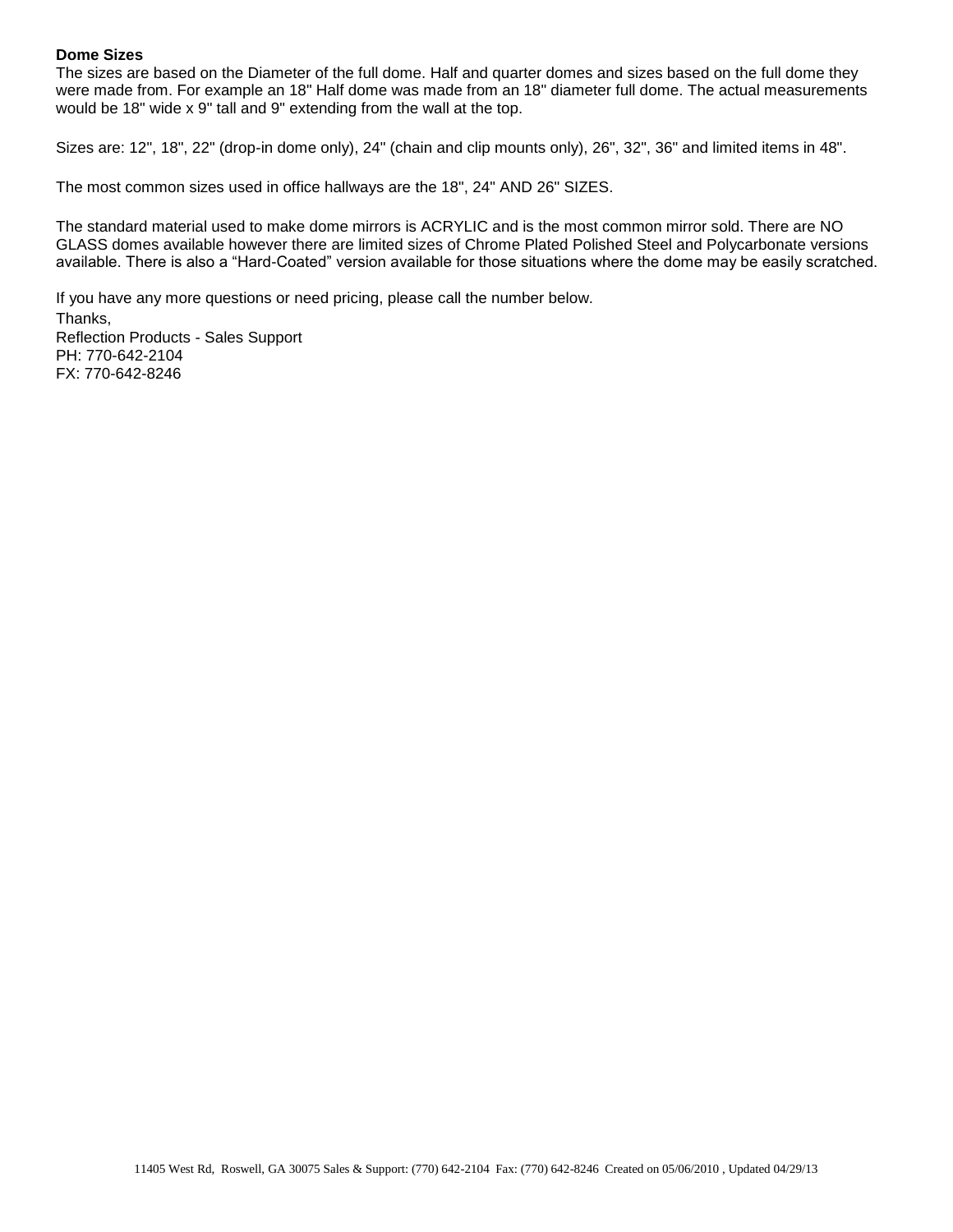**Dome Sizes**

The sizes are based on the Diameter of the full dome. Half and quarter domes and sizes based on the full dome they were made from. For example an 18" Half dome was made from an 18" diameter full dome. The actual measurements would be 18" wide x 9" tall and 9" extending from the wall at the top.

Sizes are: 12", 18", 22" (drop-in dome only), 24" (chain and clip mounts only), 26", 32", 36" and limited items in 48".

The most common sizes used in office hallways are the 18", 24" AND 26" SIZES.

The standard material used to make dome mirrors is ACRYLIC and is the most common mirror sold. There are NO GLASS domes available however there are limited sizes of Chrome Plated Polished Steel and Polycarbonate versions available. There is also a “Hard-Coated” version available for those situations where the dome may be easily scratched.

If you have any more questions or need pricing, please call the number below.

Thanks,
Reflection Products - Sales Support
PH: 770-642-2104
FX: 770-642-8246